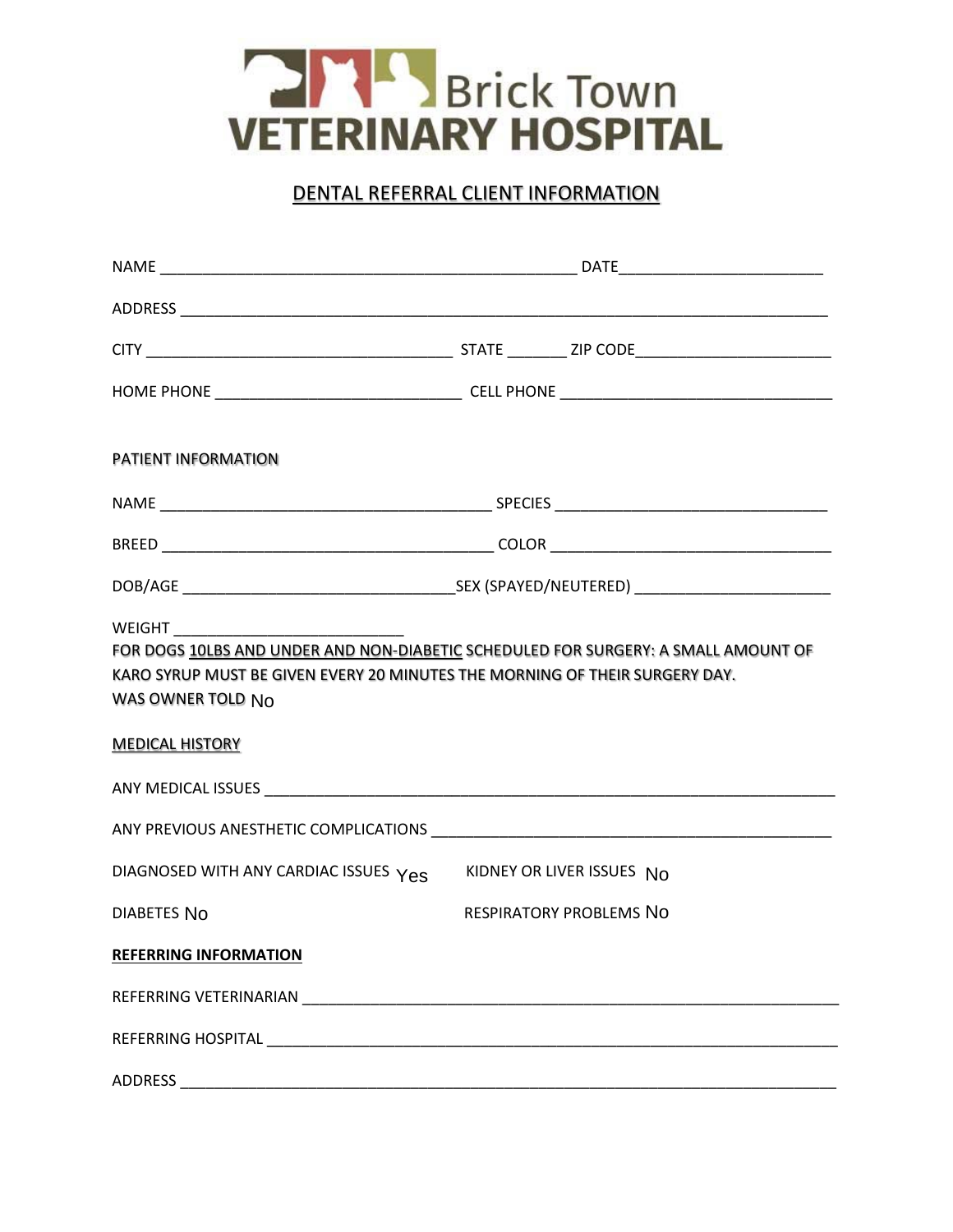# Brick Town VETERINARY HOSPITAL

## DENTAL REFERRAL CLIENT INFORMATION

NAME ______________________________________________ DATE______________________

ADDRESS ______________________________________________________________________

CITY __________________________________ STATE _______ ZIP CODE______________________

HOME PHONE ____________________________ CELL PHONE ______________________________

### PATIENT INFORMATION

NAME _____________________________________ SPECIES ______________________________

BREED _____________________________________ COLOR _______________________________

DOB/AGE _____________________________ SEX (SPAYED/NEUTERED) _____________________

WEIGHT __________________________

FOR DOGS 10LBS AND UNDER AND NON-DIABETIC SCHEDULED FOR SURGERY: A SMALL AMOUNT OF KARO SYRUP MUST BE GIVEN EVERY 20 MINUTES THE MORNING OF THEIR SURGERY DAY.

WAS OWNER TOLD No

### MEDICAL HISTORY

ANY MEDICAL ISSUES _______________________________________________________________

ANY PREVIOUS ANESTHETIC COMPLICATIONS ____________________________________________

DIAGNOSED WITH ANY CARDIAC ISSUES Yes

KIDNEY OR LIVER ISSUES No

DIABETES No

RESPIRATORY PROBLEMS No

### REFERRING INFORMATION

REFERRING VETERINARIAN __________________________________________________________

REFERRING HOSPITAL ______________________________________________________________

ADDRESS _____________________________________________________________________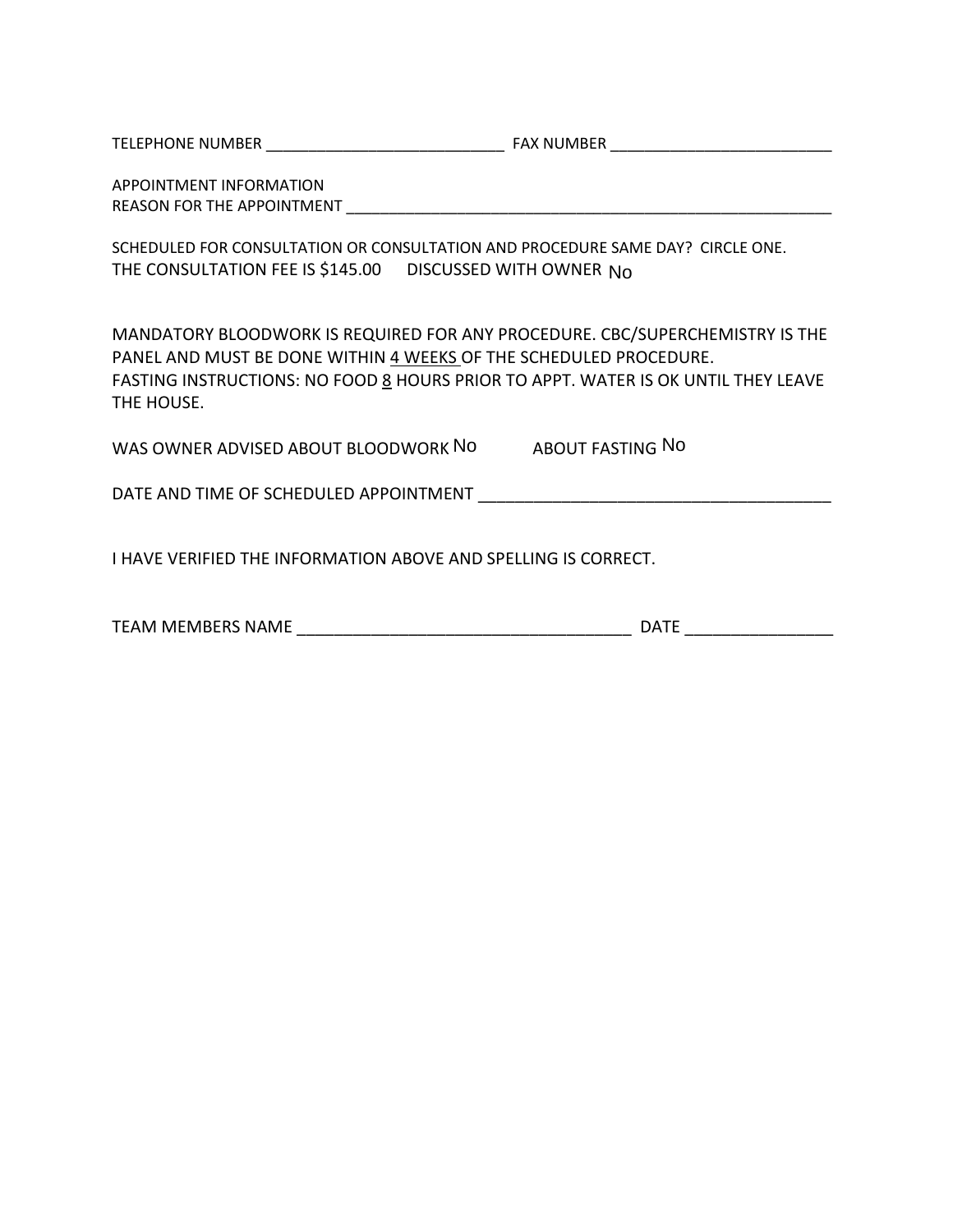TELEPHONE NUMBER ____________________________ FAX NUMBER __________________________

APPOINTMENT INFORMATION
REASON FOR THE APPOINTMENT ___________________________________________________________

SCHEDULED FOR CONSULTATION OR CONSULTATION AND PROCEDURE SAME DAY? CIRCLE ONE.
THE CONSULTATION FEE IS $145.00 DISCUSSED WITH OWNER No

MANDATORY BLOODWORK IS REQUIRED FOR ANY PROCEDURE. CBC/SUPERCHEMISTRY IS THE PANEL AND MUST BE DONE WITHIN <u>4 WEEKS</u> OF THE SCHEDULED PROCEDURE.
FASTING INSTRUCTIONS: NO FOOD <u>8</u> HOURS PRIOR TO APPT. WATER IS OK UNTIL THEY LEAVE THE HOUSE.

WAS OWNER ADVISED ABOUT BLOODWORK No ABOUT FASTING No

DATE AND TIME OF SCHEDULED APPOINTMENT _______________________________________

I HAVE VERIFIED THE INFORMATION ABOVE AND SPELLING IS CORRECT.

TEAM MEMBERS NAME ____________________________________ DATE ________________